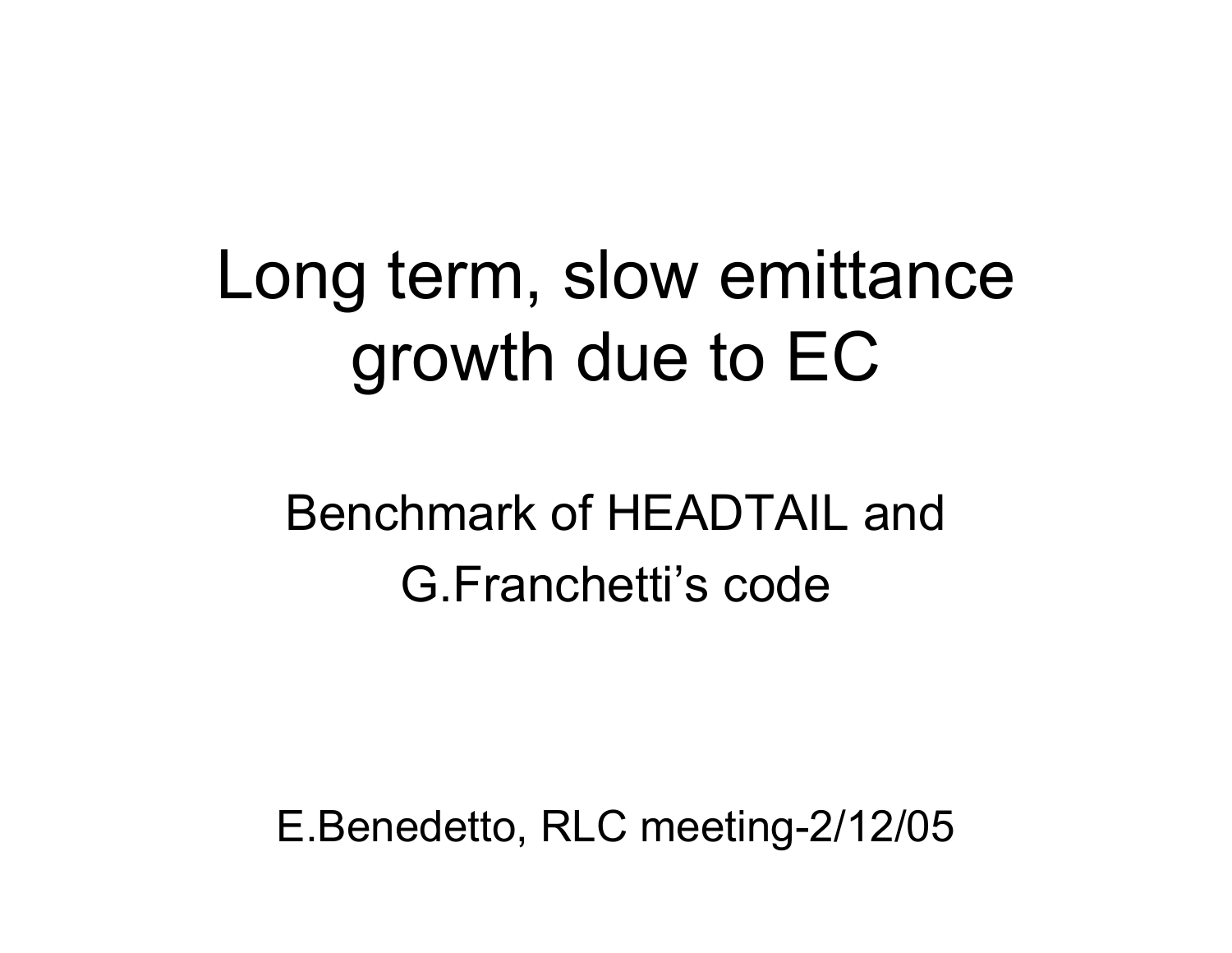# Long term, slow emittance growth due to EC

Benchmark of HEADTAIL and G.Franchetti's code

E.Benedetto, RLC meeting-2/12/05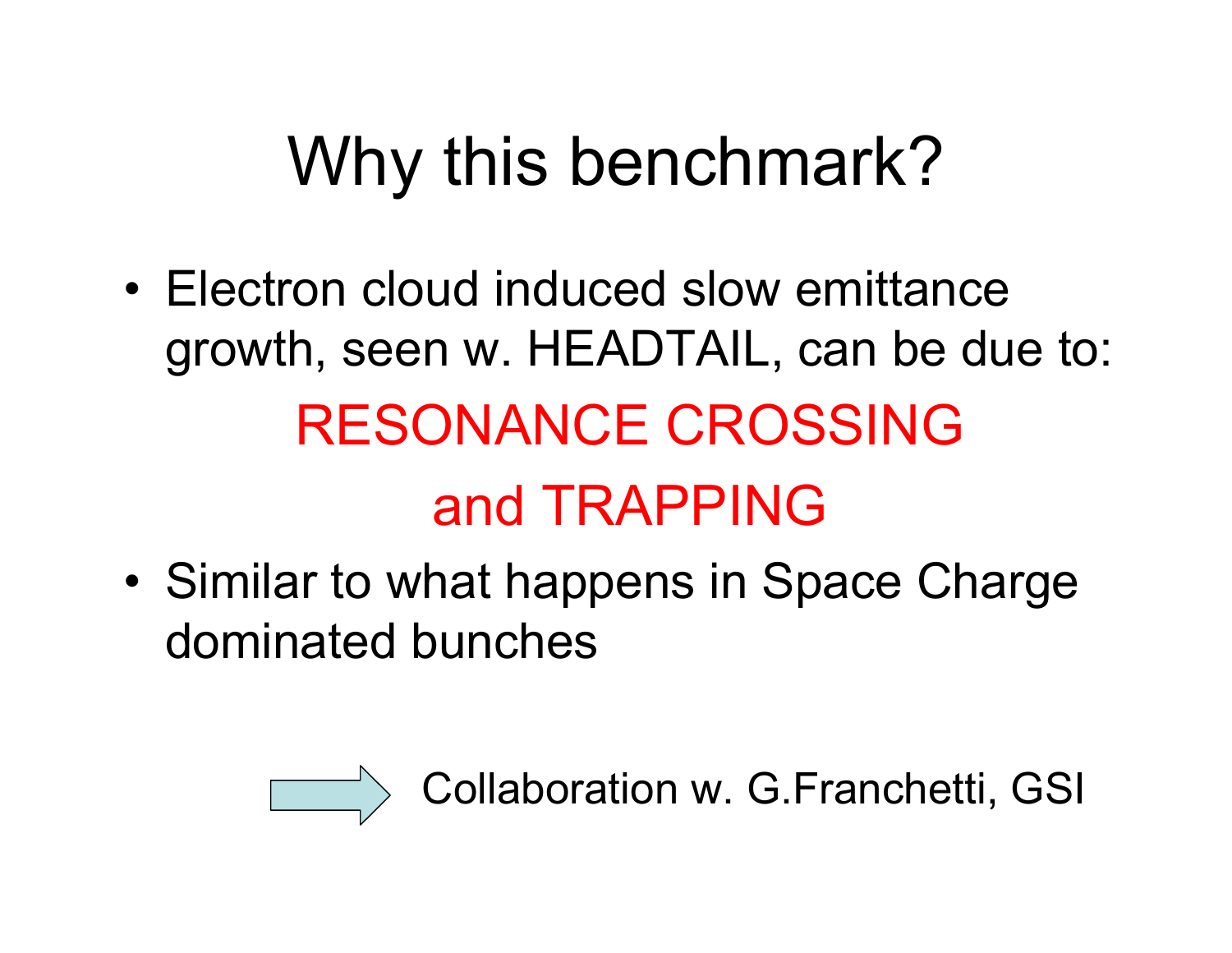# Why this benchmark?

- Electron cloud induced slow emittance growth, seen w. HEADTAIL, can be due to:

  RESONANCE CROSSING

  and TRAPPING

- Similar to what happens in Space Charge dominated bunches

→ Collaboration w. G.Franchetti, GSI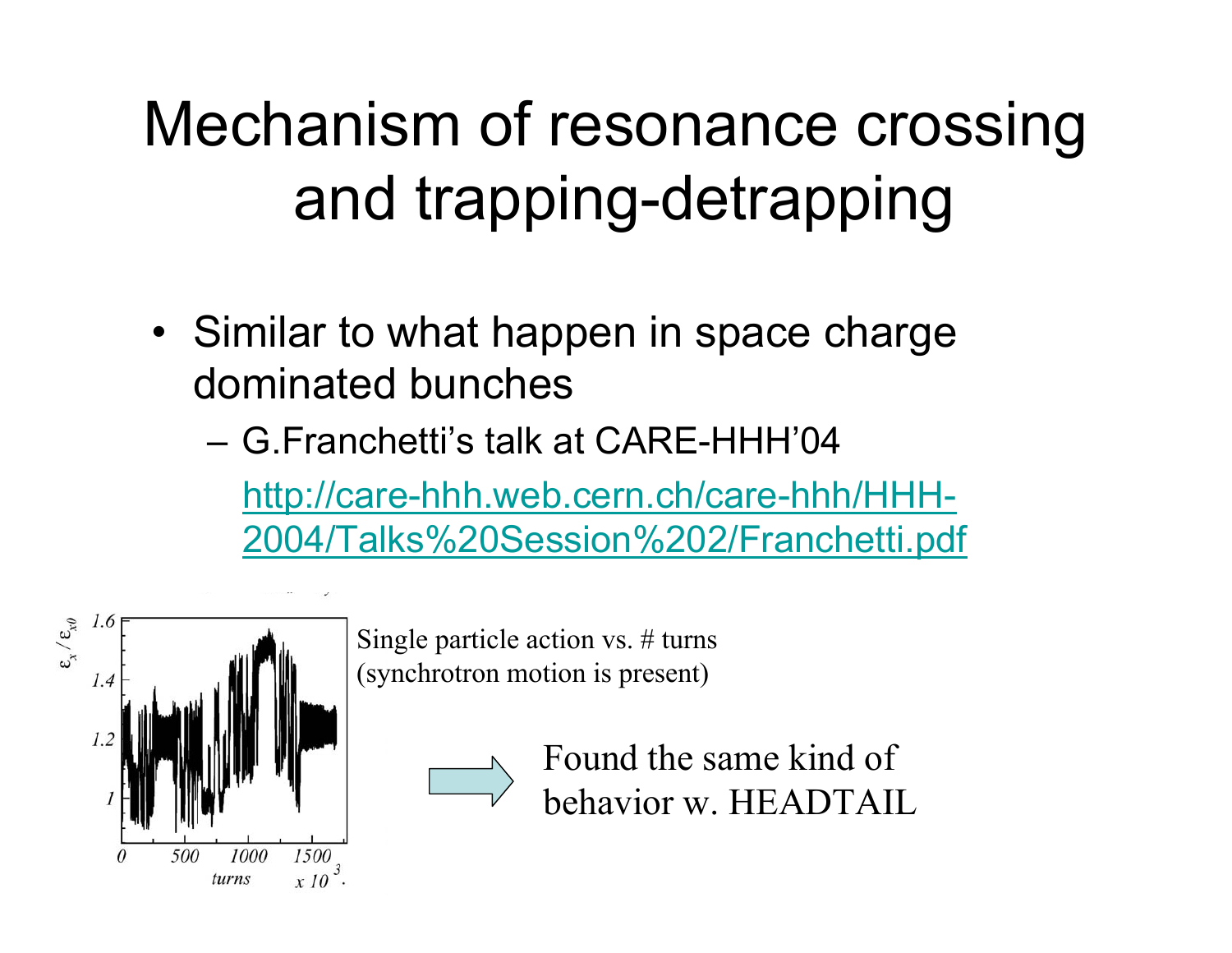# Mechanism of resonance crossing and trapping-detrapping

- Similar to what happen in space charge dominated bunches
  - G.Franchetti's talk at CARE-HHH'04
    [http://care-hhh.web.cern.ch/care-hhh/HHH-2004/Talks%20Session%202/Franchetti.pdf](http://care-hhh.web.cern.ch/care-hhh/HHH-2004/Talks%20Session%202/Franchetti.pdf)

Single particle action vs. # turns (synchrotron motion is present)

Found the same kind of behavior w. HEADTAIL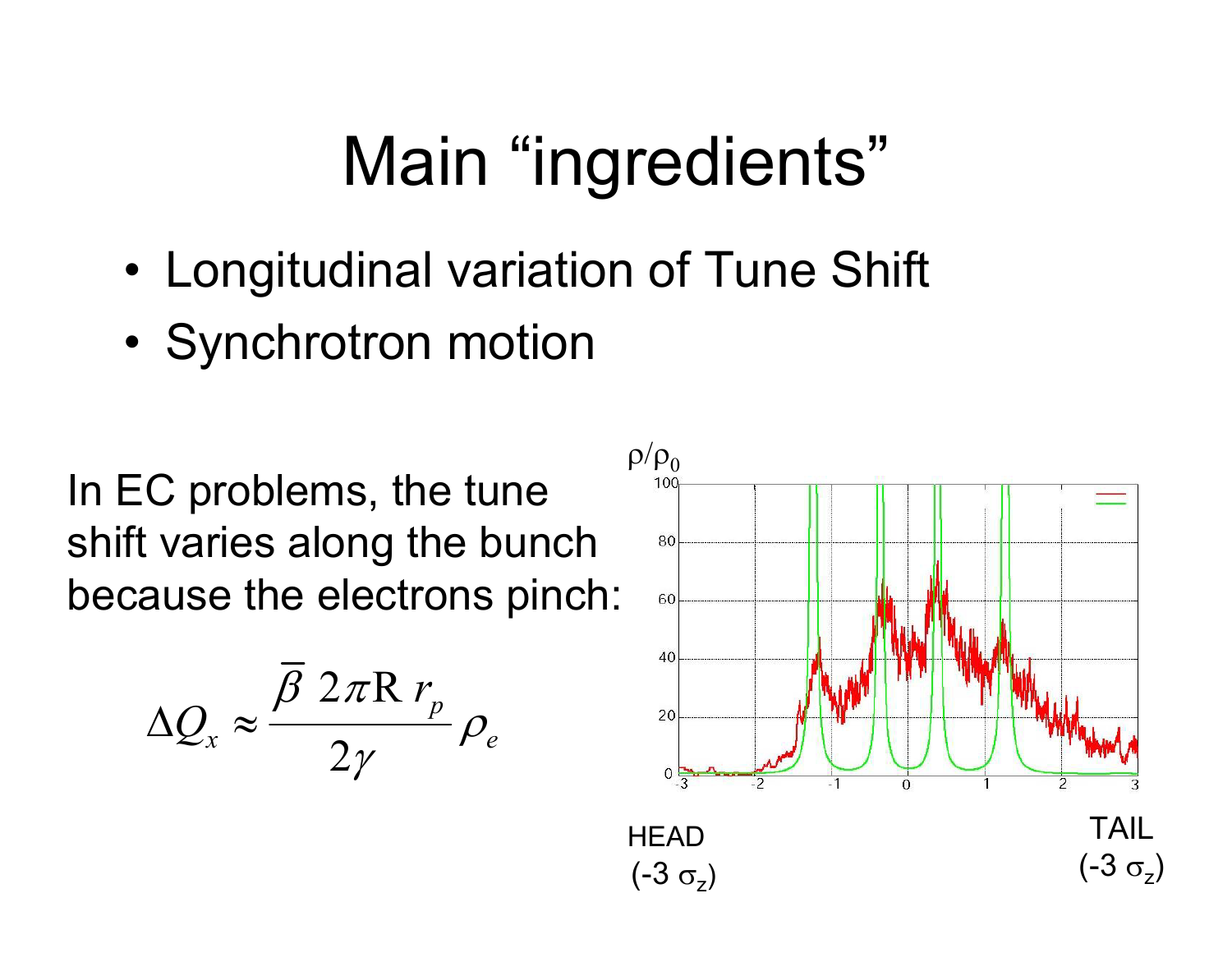# Main "ingredients"

- Longitudinal variation of Tune Shift
- Synchrotron motion

In EC problems, the tune shift varies along the bunch because the electrons pinch:

$$\Delta Q_x \approx \frac{\bar{\beta}\ 2\pi \mathrm{R}\ r_p}{2\gamma} \rho_e$$

$\rho/\rho_0$

HEAD ($-3\ \sigma_z$)

TAIL ($-3\ \sigma_z$)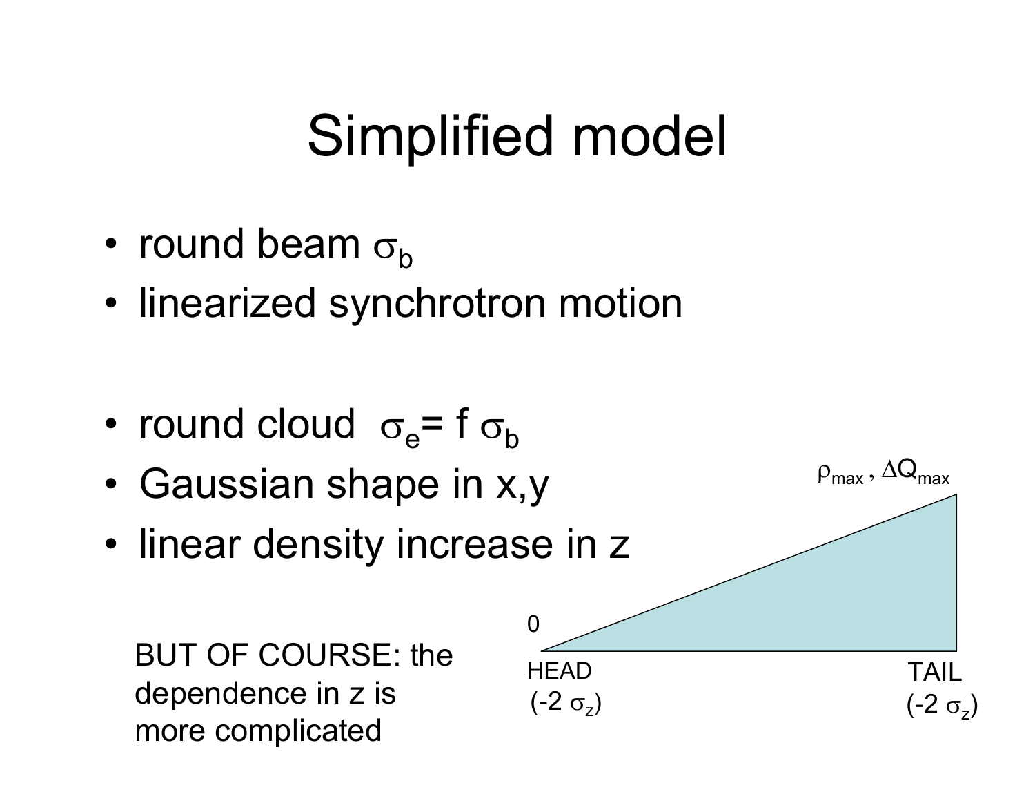# Simplified model

- round beam $\sigma_b$
- linearized synchrotron motion

- round cloud $\sigma_e = f\ \sigma_b$
- Gaussian shape in x,y
- linear density increase in z

BUT OF COURSE: the dependence in z is more complicated

$\rho_{max}$ , $\Delta Q_{max}$

0

HEAD ($-2\ \sigma_z$)

TAIL ($-2\ \sigma_z$)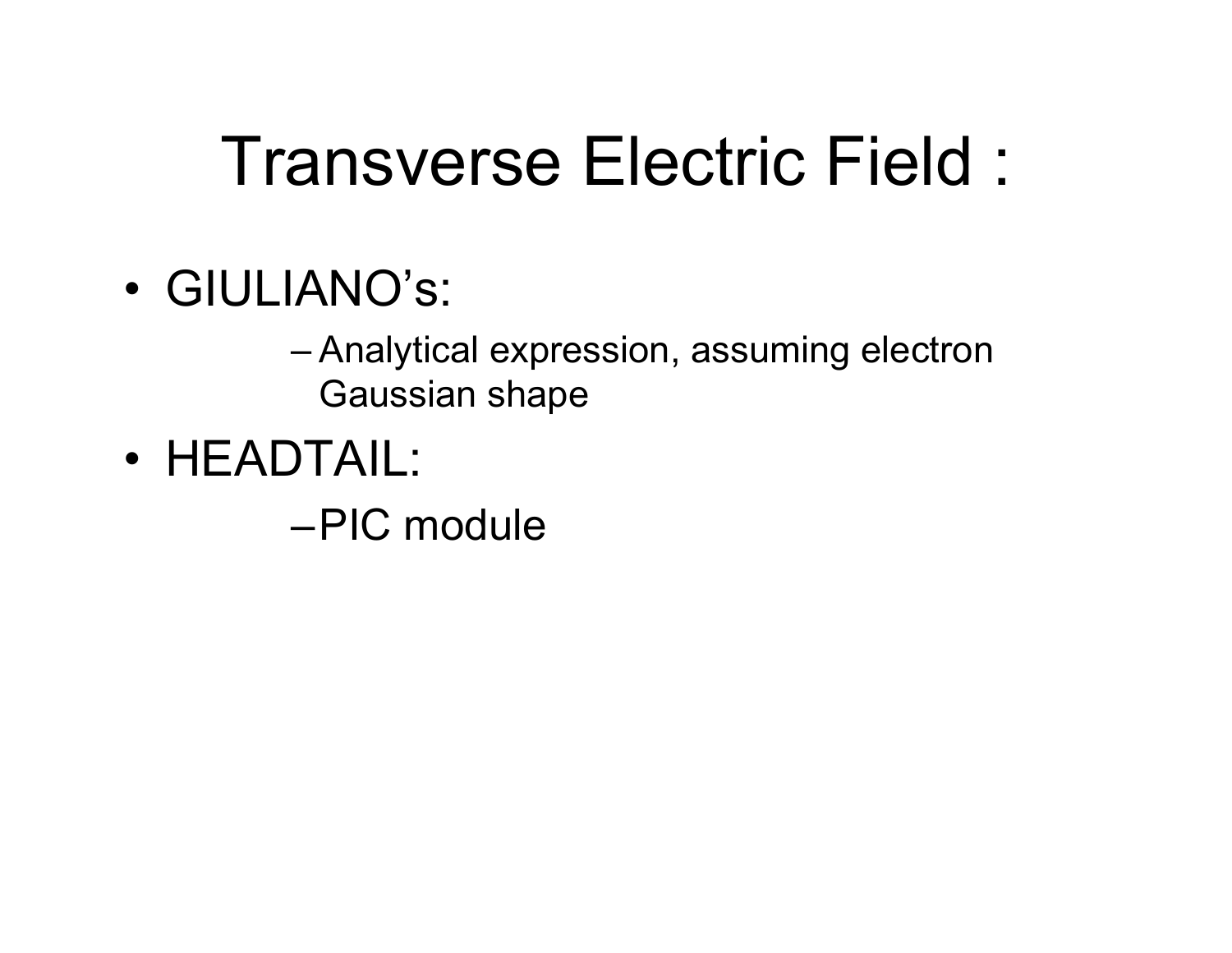# Transverse Electric Field :

- GIULIANO's:
  - Analytical expression, assuming electron Gaussian shape
- HEADTAIL:
  - PIC module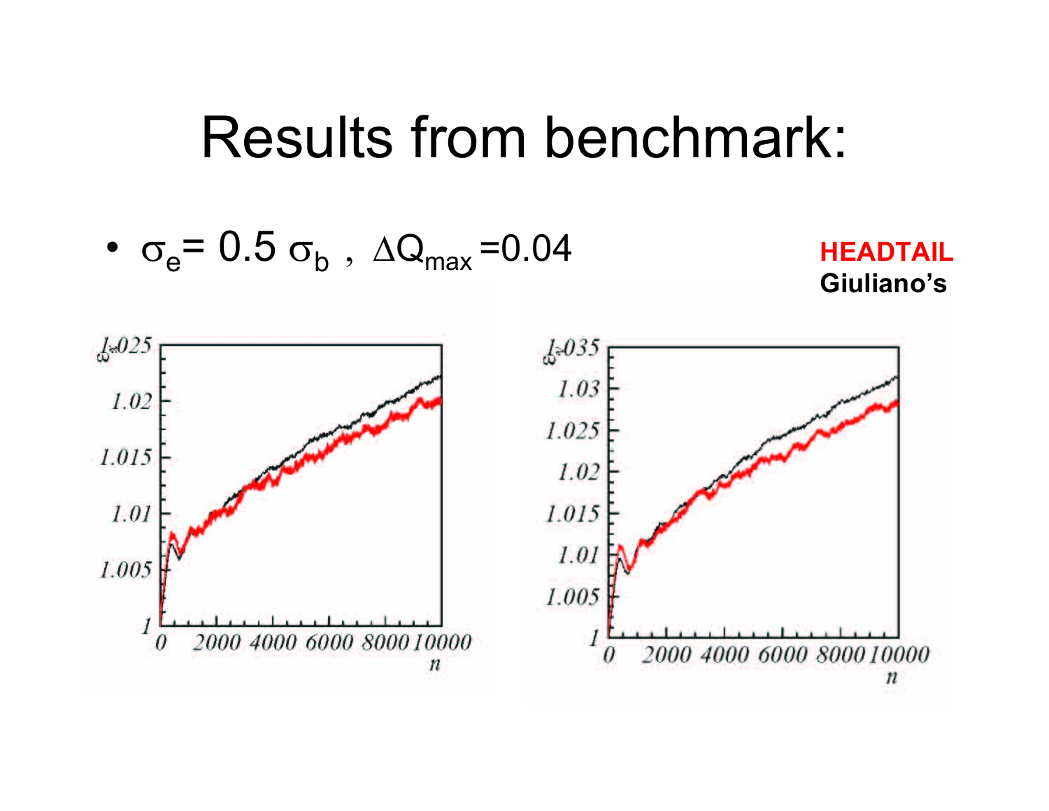# Results from benchmark:

- $\sigma_e = 0.5\ \sigma_b$ , $\Delta Q_{max} = 0.04$

**HEADTAIL**

**Giuliano's**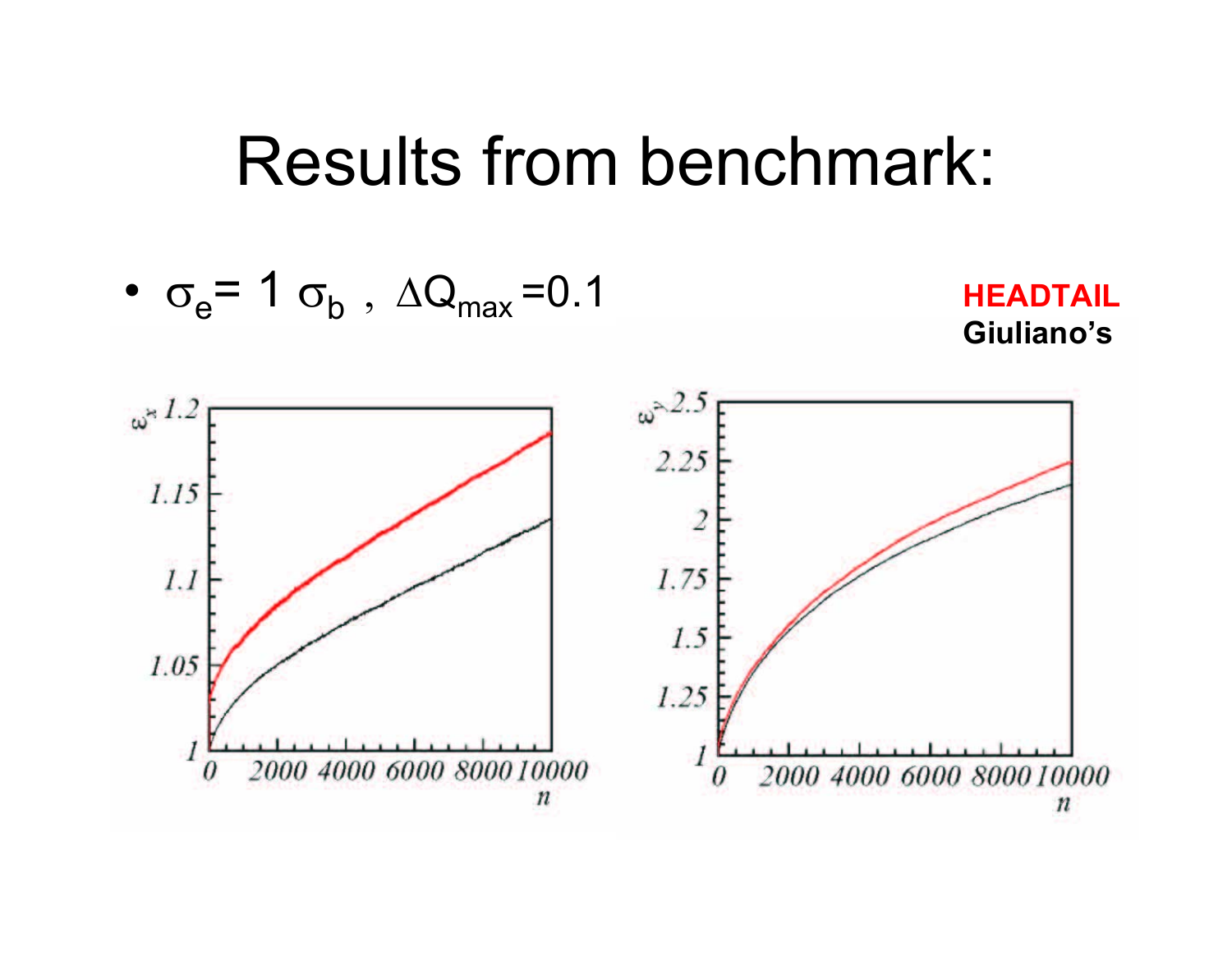# Results from benchmark:

- $\sigma_e = 1\ \sigma_b$ , $\Delta Q_{max} = 0.1$

**HEADTAIL**

**Giuliano's**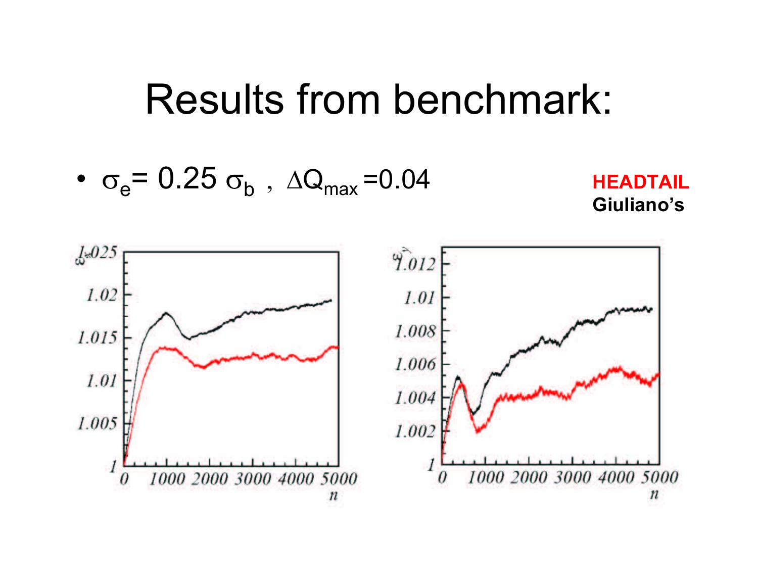# Results from benchmark:

- $\sigma_e = 0.25\ \sigma_b$ , $\Delta Q_{max} = 0.04$

**HEADTAIL**

**Giuliano's**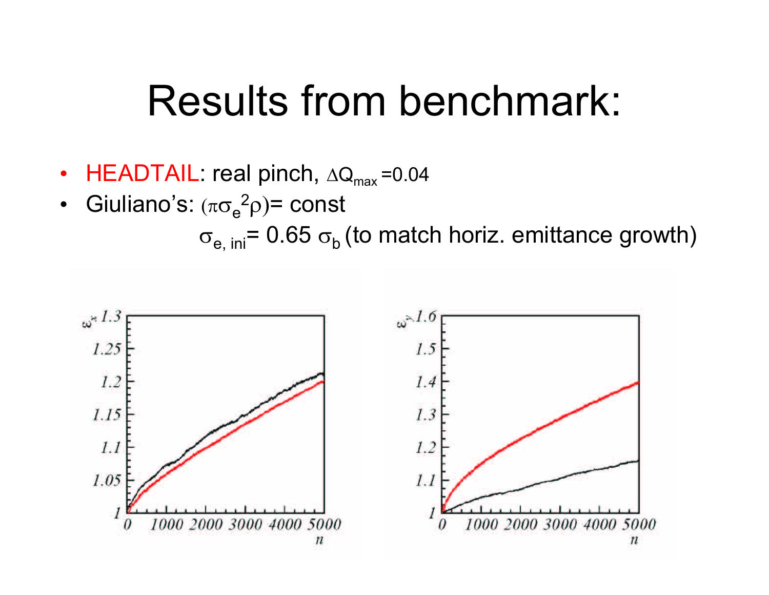# Results from benchmark:

- HEADTAIL: real pinch, $\Delta Q_{max}$ =0.04
- Giuliano's: $(\pi\sigma_e^2\rho)$= const
  $\sigma_{e,\,ini}$= 0.65 $\sigma_b$ (to match horiz. emittance growth)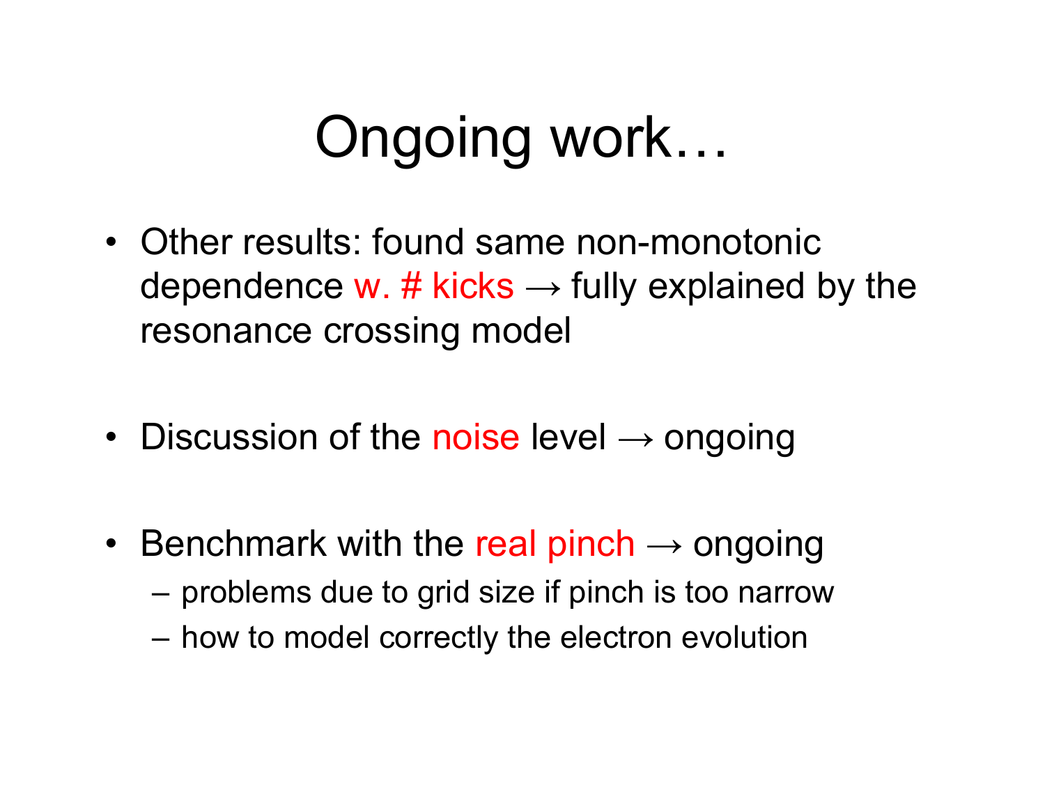# Ongoing work…

- Other results: found same non-monotonic dependence w. # kicks → fully explained by the resonance crossing model

- Discussion of the noise level → ongoing

- Benchmark with the real pinch → ongoing
  - problems due to grid size if pinch is too narrow
  - how to model correctly the electron evolution